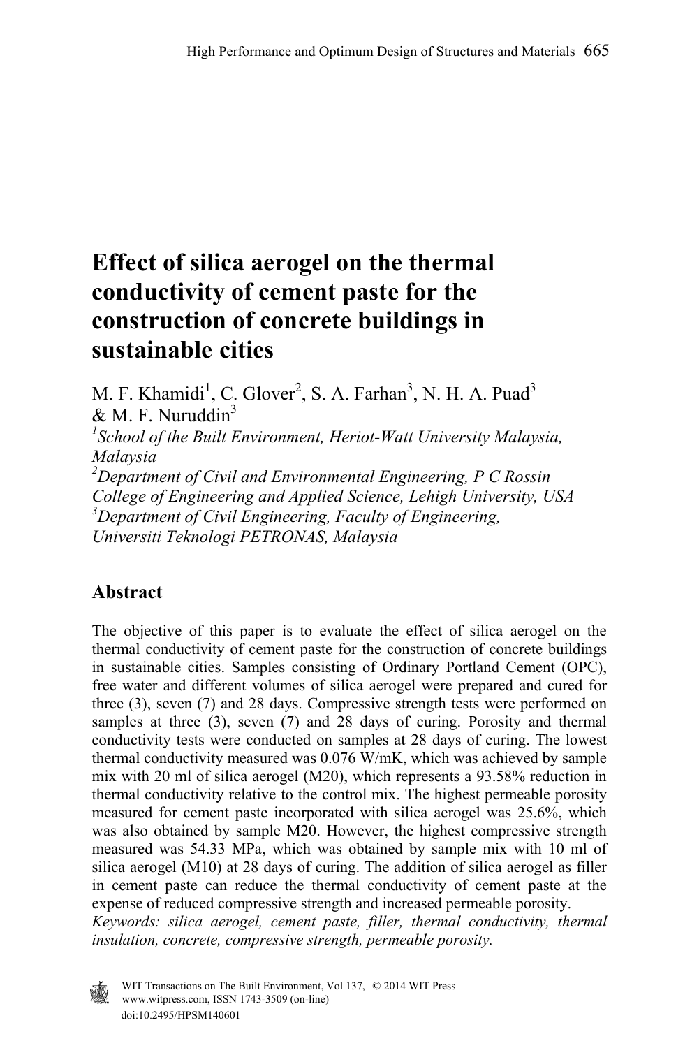# Effect of silica aerogel on the thermal conductivity of cement paste for the construction of concrete buildings in sustainable cities

M. F. Khamidi[1], C. Glover[2], S. A. Farhan[3], N. H. A. Puad[3] & M. F. Nuruddin[3]

*[1]School of the Built Environment, Heriot-Watt University Malaysia, Malaysia*

*[2]Department of Civil and Environmental Engineering, P C Rossin College of Engineering and Applied Science, Lehigh University, USA*

*[3]Department of Civil Engineering, Faculty of Engineering, Universiti Teknologi PETRONAS, Malaysia*

## Abstract

The objective of this paper is to evaluate the effect of silica aerogel on the thermal conductivity of cement paste for the construction of concrete buildings in sustainable cities. Samples consisting of Ordinary Portland Cement (OPC), free water and different volumes of silica aerogel were prepared and cured for three (3), seven (7) and 28 days. Compressive strength tests were performed on samples at three (3), seven (7) and 28 days of curing. Porosity and thermal conductivity tests were conducted on samples at 28 days of curing. The lowest thermal conductivity measured was 0.076 W/mK, which was achieved by sample mix with 20 ml of silica aerogel (M20), which represents a 93.58% reduction in thermal conductivity relative to the control mix. The highest permeable porosity measured for cement paste incorporated with silica aerogel was 25.6%, which was also obtained by sample M20. However, the highest compressive strength measured was 54.33 MPa, which was obtained by sample mix with 10 ml of silica aerogel (M10) at 28 days of curing. The addition of silica aerogel as filler in cement paste can reduce the thermal conductivity of cement paste at the expense of reduced compressive strength and increased permeable porosity.

*Keywords: silica aerogel, cement paste, filler, thermal conductivity, thermal insulation, concrete, compressive strength, permeable porosity.*

WIT Transactions on The Built Environment, Vol 137, © 2014 WIT Press
www.witpress.com, ISSN 1743-3509 (on-line)
doi:10.2495/HPSM140601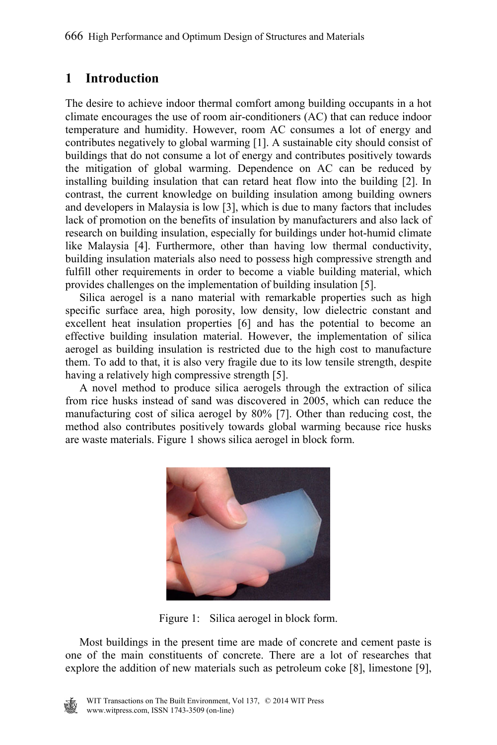## 1 Introduction

The desire to achieve indoor thermal comfort among building occupants in a hot climate encourages the use of room air-conditioners (AC) that can reduce indoor temperature and humidity. However, room AC consumes a lot of energy and contributes negatively to global warming [1]. A sustainable city should consist of buildings that do not consume a lot of energy and contributes positively towards the mitigation of global warming. Dependence on AC can be reduced by installing building insulation that can retard heat flow into the building [2]. In contrast, the current knowledge on building insulation among building owners and developers in Malaysia is low [3], which is due to many factors that includes lack of promotion on the benefits of insulation by manufacturers and also lack of research on building insulation, especially for buildings under hot-humid climate like Malaysia [4]. Furthermore, other than having low thermal conductivity, building insulation materials also need to possess high compressive strength and fulfill other requirements in order to become a viable building material, which provides challenges on the implementation of building insulation [5].

Silica aerogel is a nano material with remarkable properties such as high specific surface area, high porosity, low density, low dielectric constant and excellent heat insulation properties [6] and has the potential to become an effective building insulation material. However, the implementation of silica aerogel as building insulation is restricted due to the high cost to manufacture them. To add to that, it is also very fragile due to its low tensile strength, despite having a relatively high compressive strength [5].

A novel method to produce silica aerogels through the extraction of silica from rice husks instead of sand was discovered in 2005, which can reduce the manufacturing cost of silica aerogel by 80% [7]. Other than reducing cost, the method also contributes positively towards global warming because rice husks are waste materials. Figure 1 shows silica aerogel in block form.

Figure 1: Silica aerogel in block form.

Most buildings in the present time are made of concrete and cement paste is one of the main constituents of concrete. There are a lot of researches that explore the addition of new materials such as petroleum coke [8], limestone [9],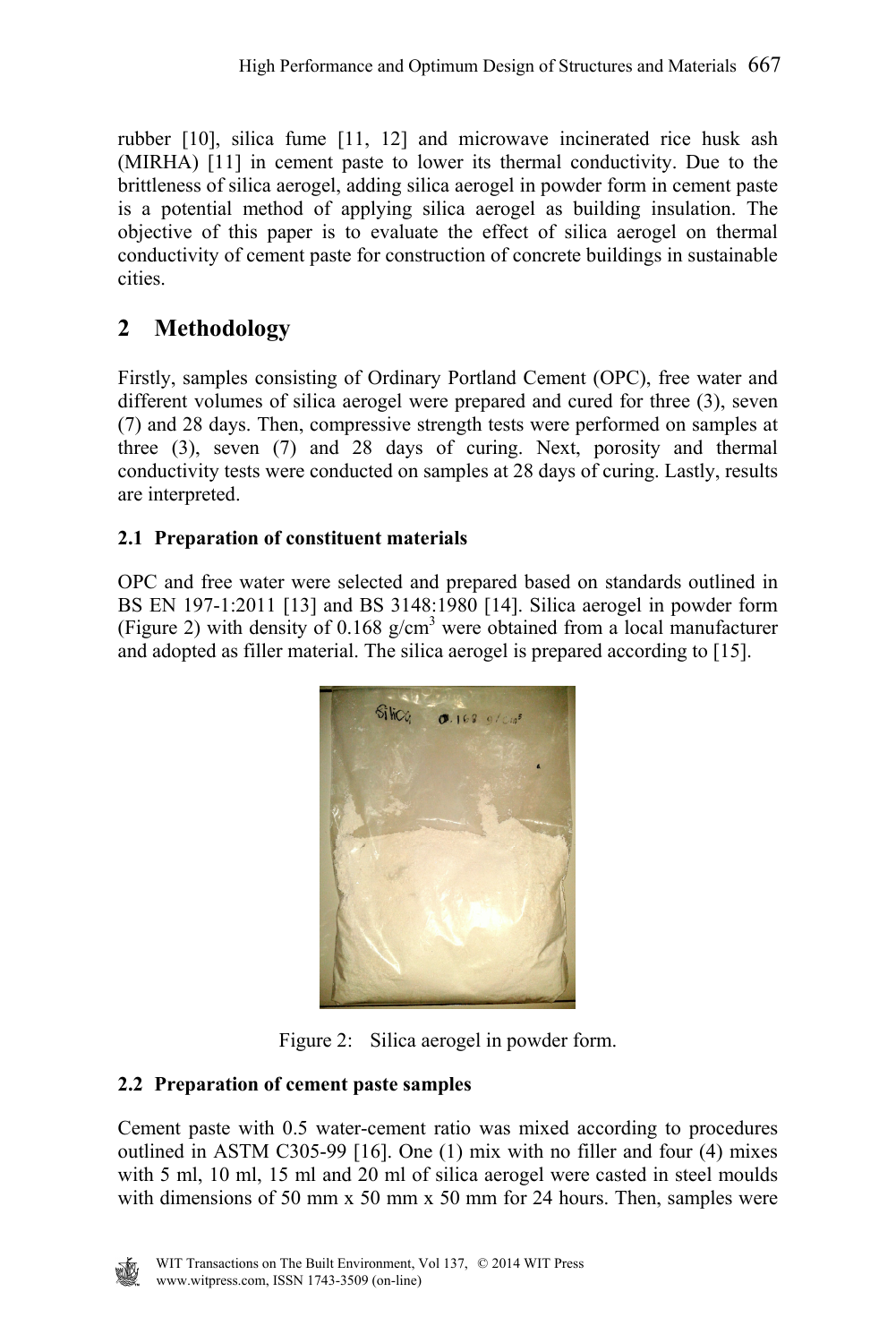rubber [10], silica fume [11, 12] and microwave incinerated rice husk ash (MIRHA) [11] in cement paste to lower its thermal conductivity. Due to the brittleness of silica aerogel, adding silica aerogel in powder form in cement paste is a potential method of applying silica aerogel as building insulation. The objective of this paper is to evaluate the effect of silica aerogel on thermal conductivity of cement paste for construction of concrete buildings in sustainable cities.

## 2 Methodology

Firstly, samples consisting of Ordinary Portland Cement (OPC), free water and different volumes of silica aerogel were prepared and cured for three (3), seven (7) and 28 days. Then, compressive strength tests were performed on samples at three (3), seven (7) and 28 days of curing. Next, porosity and thermal conductivity tests were conducted on samples at 28 days of curing. Lastly, results are interpreted.

### 2.1 Preparation of constituent materials

OPC and free water were selected and prepared based on standards outlined in BS EN 197-1:2011 [13] and BS 3148:1980 [14]. Silica aerogel in powder form (Figure 2) with density of 0.168 g/cm$^3$ were obtained from a local manufacturer and adopted as filler material. The silica aerogel is prepared according to [15].

Figure 2: Silica aerogel in powder form.

### 2.2 Preparation of cement paste samples

Cement paste with 0.5 water-cement ratio was mixed according to procedures outlined in ASTM C305-99 [16]. One (1) mix with no filler and four (4) mixes with 5 ml, 10 ml, 15 ml and 20 ml of silica aerogel were casted in steel moulds with dimensions of 50 mm x 50 mm x 50 mm for 24 hours. Then, samples were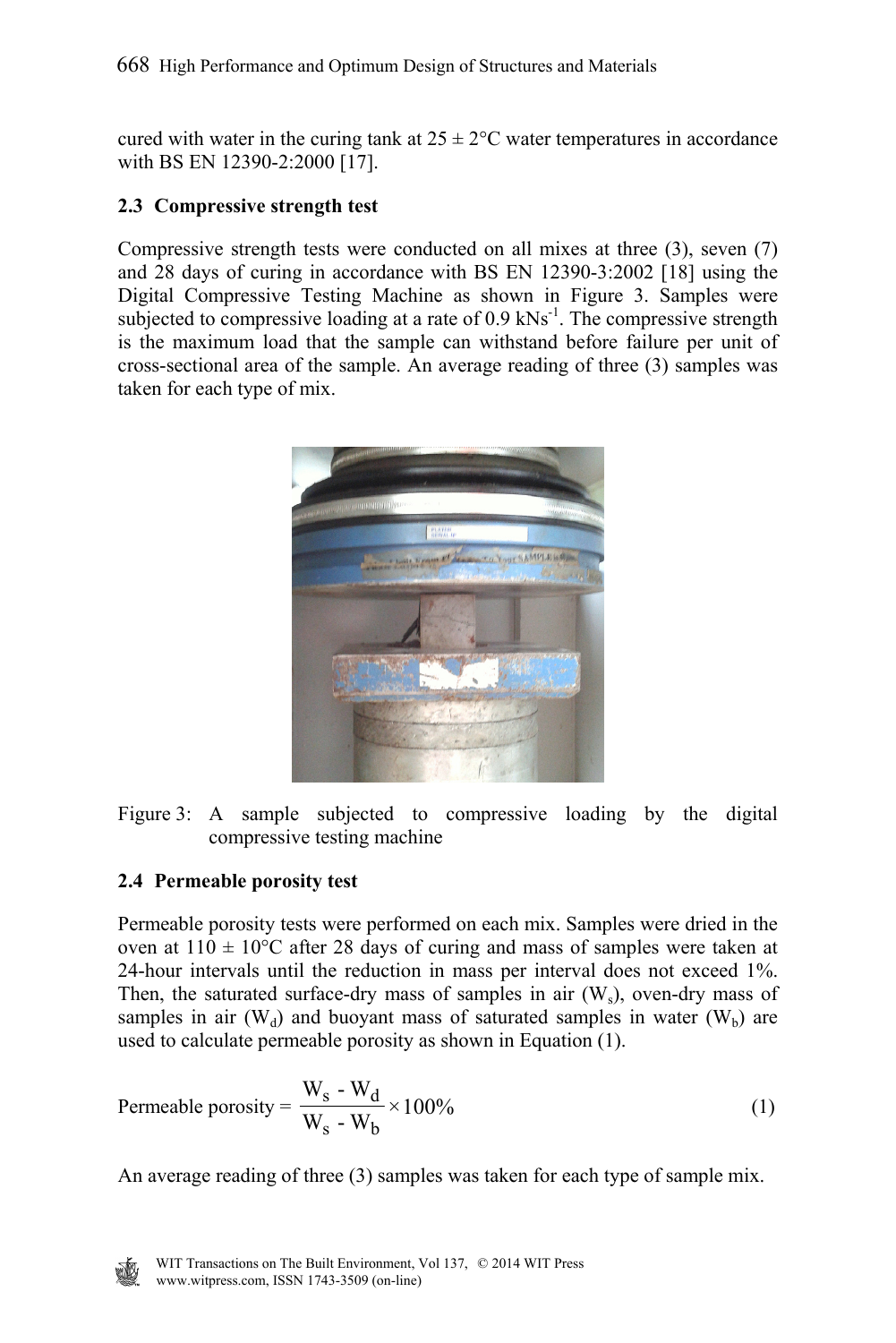cured with water in the curing tank at 25 ± 2°C water temperatures in accordance with BS EN 12390-2:2000 [17].

### 2.3 Compressive strength test

Compressive strength tests were conducted on all mixes at three (3), seven (7) and 28 days of curing in accordance with BS EN 12390-3:2002 [18] using the Digital Compressive Testing Machine as shown in Figure 3. Samples were subjected to compressive loading at a rate of 0.9 $kNs^{-1}$. The compressive strength is the maximum load that the sample can withstand before failure per unit of cross-sectional area of the sample. An average reading of three (3) samples was taken for each type of mix.

Figure 3: A sample subjected to compressive loading by the digital compressive testing machine

### 2.4 Permeable porosity test

Permeable porosity tests were performed on each mix. Samples were dried in the oven at 110 ± 10°C after 28 days of curing and mass of samples were taken at 24-hour intervals until the reduction in mass per interval does not exceed 1%. Then, the saturated surface-dry mass of samples in air ($W_s$), oven-dry mass of samples in air ($W_d$) and buoyant mass of saturated samples in water ($W_b$) are used to calculate permeable porosity as shown in Equation (1).

$$\text{Permeable porosity} = \frac{W_s - W_d}{W_s - W_b} \times 100\% \tag{1}$$

An average reading of three (3) samples was taken for each type of sample mix.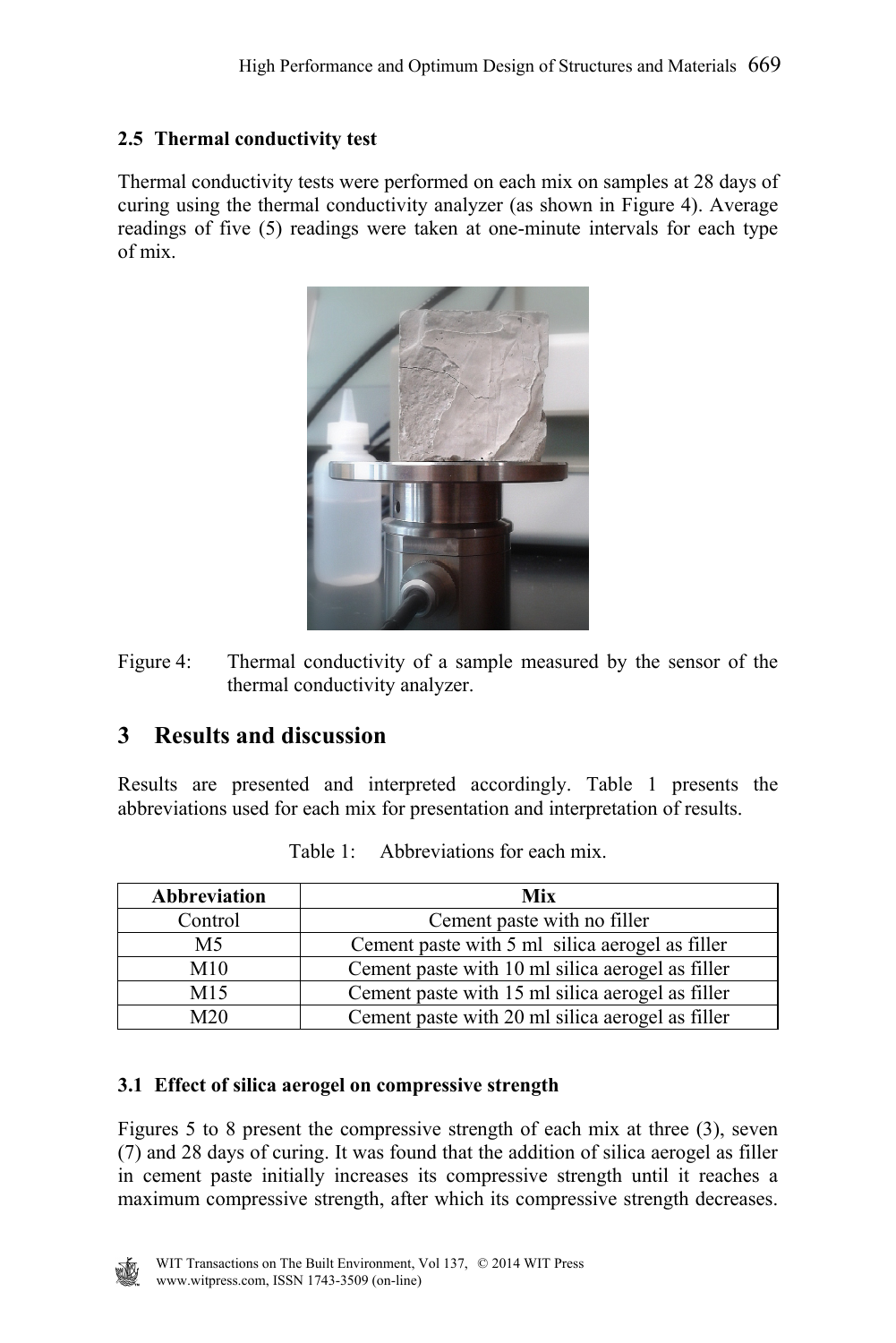### 2.5 Thermal conductivity test

Thermal conductivity tests were performed on each mix on samples at 28 days of curing using the thermal conductivity analyzer (as shown in Figure 4). Average readings of five (5) readings were taken at one-minute intervals for each type of mix.

Figure 4: Thermal conductivity of a sample measured by the sensor of the thermal conductivity analyzer.

## 3 Results and discussion

Results are presented and interpreted accordingly. Table 1 presents the abbreviations used for each mix for presentation and interpretation of results.

Table 1: Abbreviations for each mix.

| Abbreviation | Mix |
|---|---|
| Control | Cement paste with no filler |
| M5 | Cement paste with 5 ml silica aerogel as filler |
| M10 | Cement paste with 10 ml silica aerogel as filler |
| M15 | Cement paste with 15 ml silica aerogel as filler |
| M20 | Cement paste with 20 ml silica aerogel as filler |

### 3.1 Effect of silica aerogel on compressive strength

Figures 5 to 8 present the compressive strength of each mix at three (3), seven (7) and 28 days of curing. It was found that the addition of silica aerogel as filler in cement paste initially increases its compressive strength until it reaches a maximum compressive strength, after which its compressive strength decreases.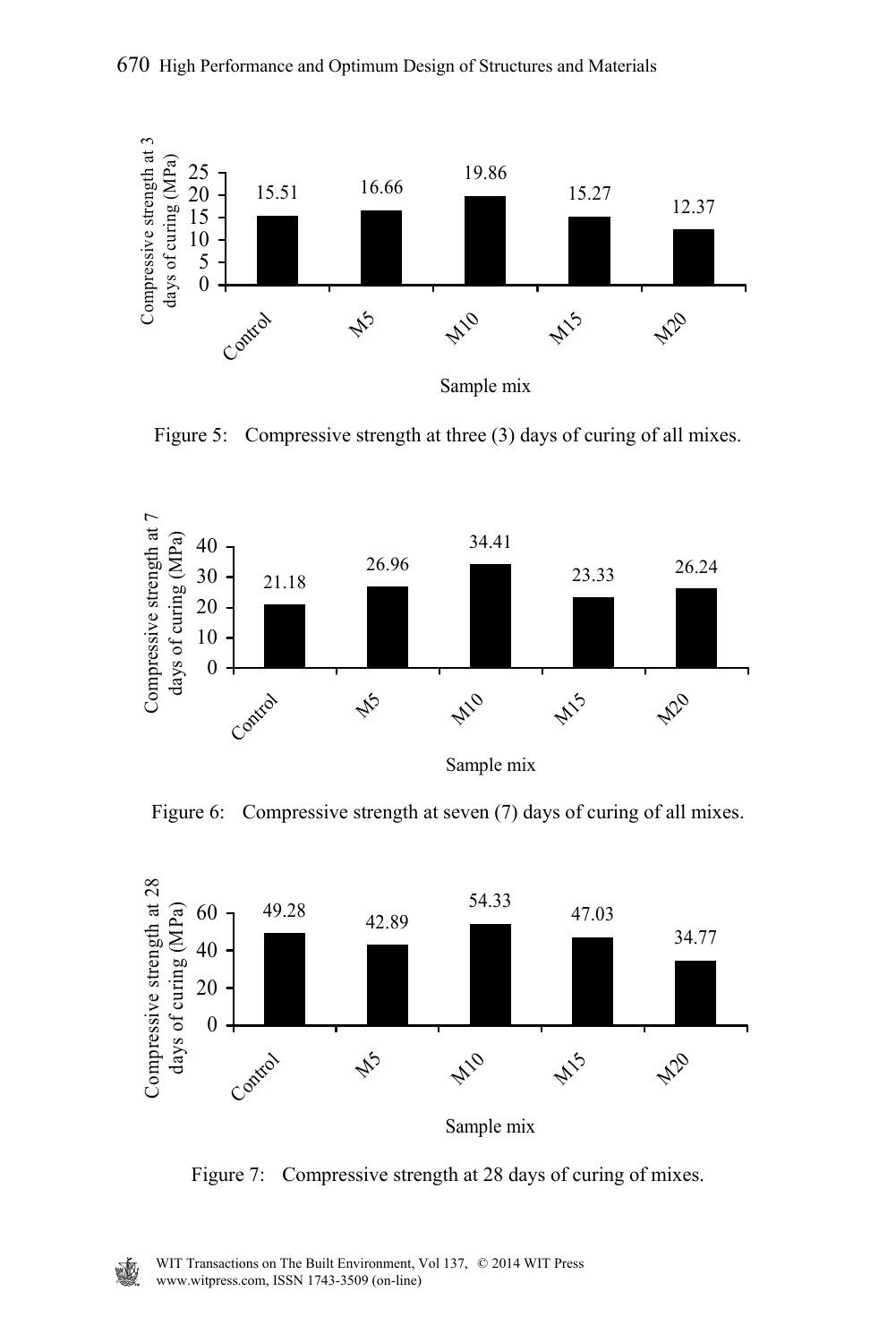| Sample mix | Compressive strength at 3 days of curing (MPa) |
|---|---|
| Control | 15.51 |
| M5 | 16.66 |
| M10 | 19.86 |
| M15 | 15.27 |
| M20 | 12.37 |

Figure 5: Compressive strength at three (3) days of curing of all mixes.

| Sample mix | Compressive strength at 7 days of curing (MPa) |
|---|---|
| Control | 21.18 |
| M5 | 26.96 |
| M10 | 34.41 |
| M15 | 23.33 |
| M20 | 26.24 |

Figure 6: Compressive strength at seven (7) days of curing of all mixes.

| Sample mix | Compressive strength at 28 days of curing (MPa) |
|---|---|
| Control | 49.28 |
| M5 | 42.89 |
| M10 | 54.33 |
| M15 | 47.03 |
| M20 | 34.77 |

Figure 7: Compressive strength at 28 days of curing of mixes.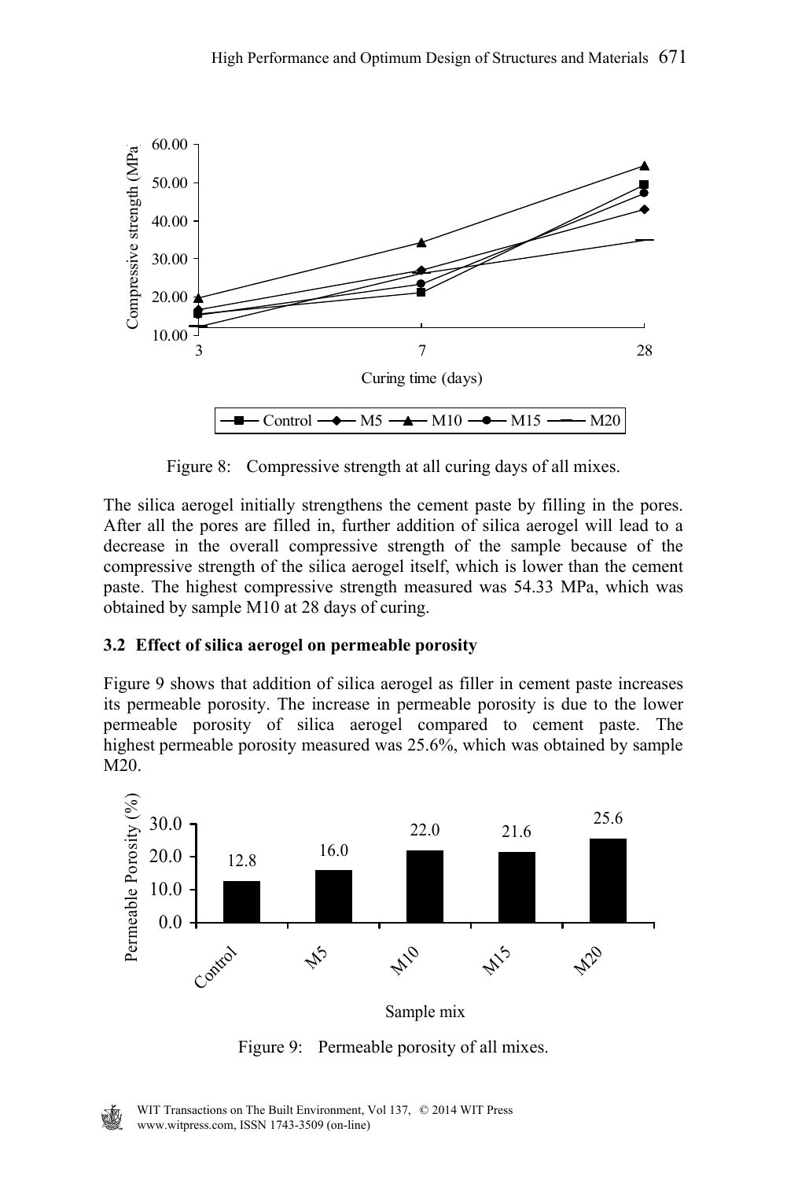Figure 8: Compressive strength at all curing days of all mixes.

The silica aerogel initially strengthens the cement paste by filling in the pores. After all the pores are filled in, further addition of silica aerogel will lead to a decrease in the overall compressive strength of the sample because of the compressive strength of the silica aerogel itself, which is lower than the cement paste. The highest compressive strength measured was 54.33 MPa, which was obtained by sample M10 at 28 days of curing.

### 3.2 Effect of silica aerogel on permeable porosity

Figure 9 shows that addition of silica aerogel as filler in cement paste increases its permeable porosity. The increase in permeable porosity is due to the lower permeable porosity of silica aerogel compared to cement paste. The highest permeable porosity measured was 25.6%, which was obtained by sample M20.

Figure 9: Permeable porosity of all mixes.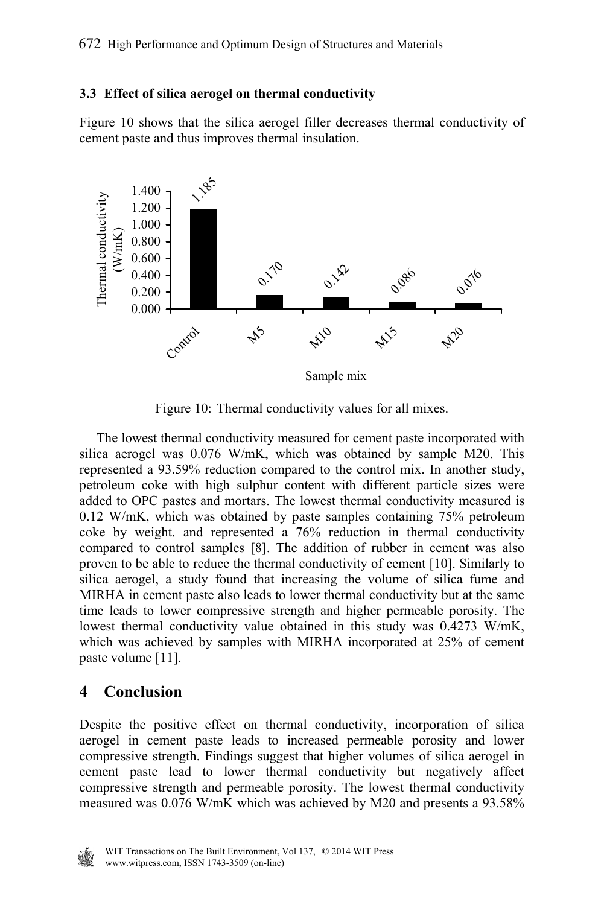### 3.3 Effect of silica aerogel on thermal conductivity

Figure 10 shows that the silica aerogel filler decreases thermal conductivity of cement paste and thus improves thermal insulation.

Figure 10: Thermal conductivity values for all mixes.

The lowest thermal conductivity measured for cement paste incorporated with silica aerogel was 0.076 W/mK, which was obtained by sample M20. This represented a 93.59% reduction compared to the control mix. In another study, petroleum coke with high sulphur content with different particle sizes were added to OPC pastes and mortars. The lowest thermal conductivity measured is 0.12 W/mK, which was obtained by paste samples containing 75% petroleum coke by weight. and represented a 76% reduction in thermal conductivity compared to control samples [8]. The addition of rubber in cement was also proven to be able to reduce the thermal conductivity of cement [10]. Similarly to silica aerogel, a study found that increasing the volume of silica fume and MIRHA in cement paste also leads to lower thermal conductivity but at the same time leads to lower compressive strength and higher permeable porosity. The lowest thermal conductivity value obtained in this study was 0.4273 W/mK, which was achieved by samples with MIRHA incorporated at 25% of cement paste volume [11].

## 4 Conclusion

Despite the positive effect on thermal conductivity, incorporation of silica aerogel in cement paste leads to increased permeable porosity and lower compressive strength. Findings suggest that higher volumes of silica aerogel in cement paste lead to lower thermal conductivity but negatively affect compressive strength and permeable porosity. The lowest thermal conductivity measured was 0.076 W/mK which was achieved by M20 and presents a 93.58%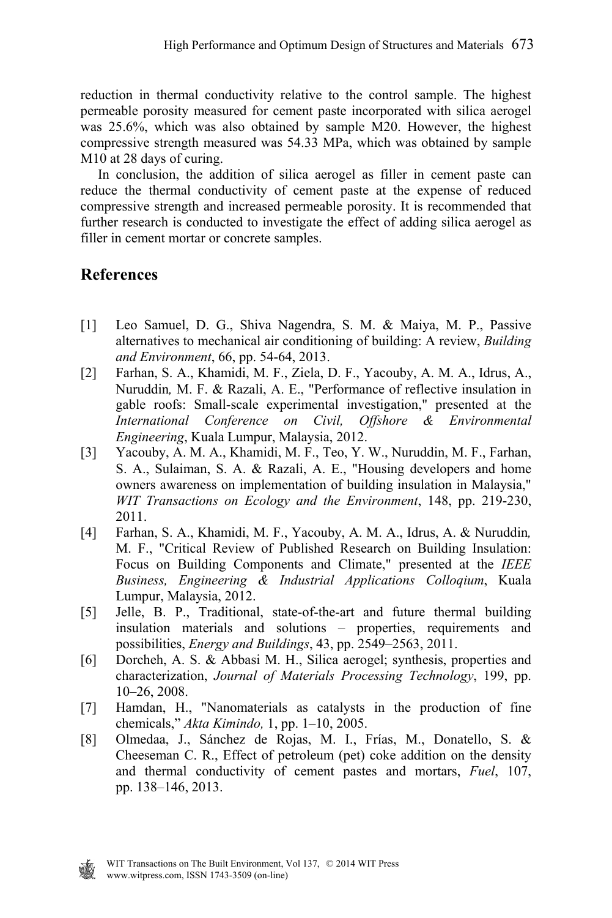reduction in thermal conductivity relative to the control sample. The highest permeable porosity measured for cement paste incorporated with silica aerogel was 25.6%, which was also obtained by sample M20. However, the highest compressive strength measured was 54.33 MPa, which was obtained by sample M10 at 28 days of curing.

In conclusion, the addition of silica aerogel as filler in cement paste can reduce the thermal conductivity of cement paste at the expense of reduced compressive strength and increased permeable porosity. It is recommended that further research is conducted to investigate the effect of adding silica aerogel as filler in cement mortar or concrete samples.

## References

[1] Leo Samuel, D. G., Shiva Nagendra, S. M. & Maiya, M. P., Passive alternatives to mechanical air conditioning of building: A review, *Building and Environment*, 66, pp. 54-64, 2013.

[2] Farhan, S. A., Khamidi, M. F., Ziela, D. F., Yacouby, A. M. A., Idrus, A., Nuruddin*,* M. F. & Razali, A. E., "Performance of reflective insulation in gable roofs: Small-scale experimental investigation," presented at the *International Conference on Civil, Offshore & Environmental Engineering*, Kuala Lumpur, Malaysia, 2012.

[3] Yacouby, A. M. A., Khamidi, M. F., Teo, Y. W., Nuruddin, M. F., Farhan, S. A., Sulaiman, S. A. & Razali, A. E., "Housing developers and home owners awareness on implementation of building insulation in Malaysia," *WIT Transactions on Ecology and the Environment*, 148, pp. 219-230, 2011.

[4] Farhan, S. A., Khamidi, M. F., Yacouby, A. M. A., Idrus, A. & Nuruddin*,* M. F., "Critical Review of Published Research on Building Insulation: Focus on Building Components and Climate," presented at the *IEEE Business, Engineering & Industrial Applications Colloqium*, Kuala Lumpur, Malaysia, 2012.

[5] Jelle, B. P., Traditional, state-of-the-art and future thermal building insulation materials and solutions – properties, requirements and possibilities, *Energy and Buildings*, 43, pp. 2549–2563, 2011.

[6] Dorcheh, A. S. & Abbasi M. H., Silica aerogel; synthesis, properties and characterization, *Journal of Materials Processing Technology*, 199, pp. 10–26, 2008.

[7] Hamdan, H., "Nanomaterials as catalysts in the production of fine chemicals," *Akta Kimindo,* 1, pp. 1–10, 2005.

[8] Olmedaa, J., Sánchez de Rojas, M. I., Frías, M., Donatello, S. & Cheeseman C. R., Effect of petroleum (pet) coke addition on the density and thermal conductivity of cement pastes and mortars, *Fuel*, 107, pp. 138–146, 2013.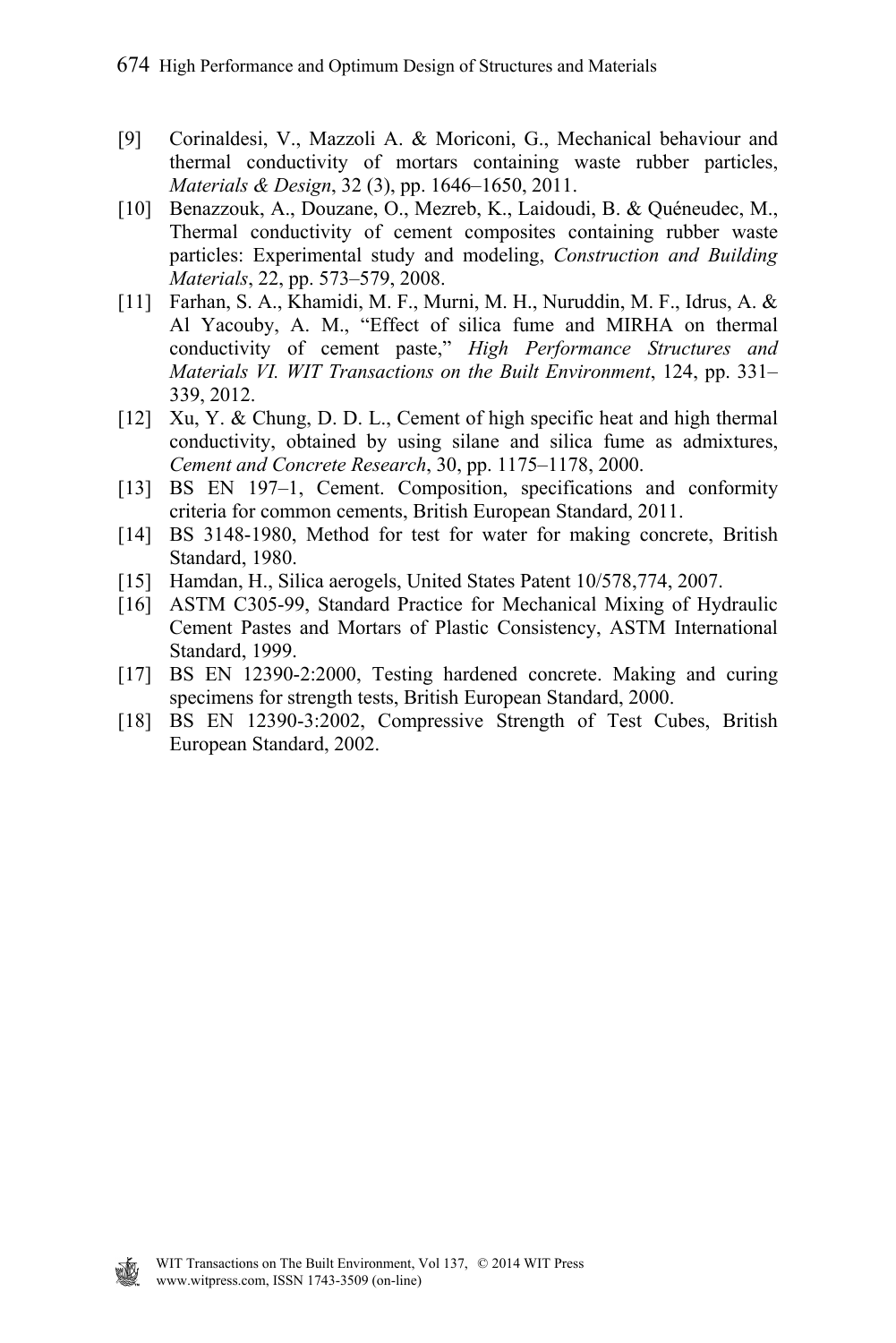[9] Corinaldesi, V., Mazzoli A. & Moriconi, G., Mechanical behaviour and thermal conductivity of mortars containing waste rubber particles, *Materials & Design*, 32 (3), pp. 1646–1650, 2011.

[10] Benazzouk, A., Douzane, O., Mezreb, K., Laidoudi, B. & Quéneudec, M., Thermal conductivity of cement composites containing rubber waste particles: Experimental study and modeling, *Construction and Building Materials*, 22, pp. 573–579, 2008.

[11] Farhan, S. A., Khamidi, M. F., Murni, M. H., Nuruddin, M. F., Idrus, A. & Al Yacouby, A. M., "Effect of silica fume and MIRHA on thermal conductivity of cement paste," *High Performance Structures and Materials VI. WIT Transactions on the Built Environment*, 124, pp. 331–339, 2012.

[12] Xu, Y. & Chung, D. D. L., Cement of high specific heat and high thermal conductivity, obtained by using silane and silica fume as admixtures, *Cement and Concrete Research*, 30, pp. 1175–1178, 2000.

[13] BS EN 197–1, Cement. Composition, specifications and conformity criteria for common cements, British European Standard, 2011.

[14] BS 3148-1980, Method for test for water for making concrete, British Standard, 1980.

[15] Hamdan, H., Silica aerogels, United States Patent 10/578,774, 2007.

[16] ASTM C305-99, Standard Practice for Mechanical Mixing of Hydraulic Cement Pastes and Mortars of Plastic Consistency, ASTM International Standard, 1999.

[17] BS EN 12390-2:2000, Testing hardened concrete. Making and curing specimens for strength tests, British European Standard, 2000.

[18] BS EN 12390-3:2002, Compressive Strength of Test Cubes, British European Standard, 2002.